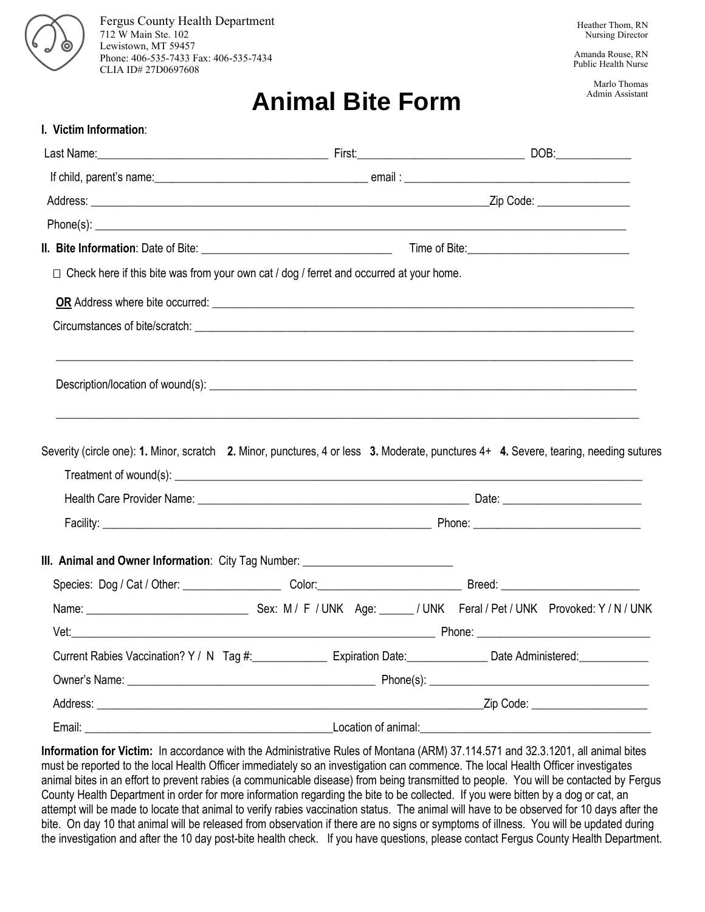Fergus County Health Department
712 W Main Ste. 102
Lewistown, MT 59457
Phone: 406-535-7433 Fax: 406-535-7434
CLIA ID# 27D0697608

Heather Thom, RN
Nursing Director

Amanda Rouse, RN
Public Health Nurse

Marlo Thomas
Admin Assistant

# Animal Bite Form

**I. Victim Information**:

Last Name:______________________________________ First:____________________________ DOB:_____________

If child, parent's name:____________________________________ email : ______________________________________

Address: ___________________________________________________________________Zip Code: ________________

Phone(s): _________________________________________________________________________________________

**II. Bite Information**: Date of Bite: ________________________________ Time of Bite:___________________________

☐ Check here if this bite was from your own cat / dog / ferret and occurred at your home.

**OR** Address where bite occurred: ______________________________________________________________________

Circumstances of bite/scratch: __________________________________________________________________________

_____________________________________________________________________________________________

Description/location of wound(s): ______________________________________________________________________

_____________________________________________________________________________________________

Severity (circle one): **1.** Minor, scratch **2.** Minor, punctures, 4 or less **3.** Moderate, punctures 4+ **4.** Severe, tearing, needing sutures

Treatment of wound(s): ____________________________________________________________________________

Health Care Provider Name: _____________________________________________ Date: _______________________

Facility: _______________________________________________________ Phone: ____________________________

**III. Animal and Owner Information**: City Tag Number: _________________________

Species: Dog / Cat / Other: ________________ Color:________________________ Breed: _______________________

Name: ____________________________ Sex: M / F / UNK Age: ______ / UNK Feral / Pet / UNK Provoked: Y / N / UNK

Vet:_______________________________________________________________ Phone: ______________________________

Current Rabies Vaccination? Y / N Tag #:____________ Expiration Date:_____________ Date Administered:___________

Owner's Name: __________________________________________ Phone(s): _____________________________________

Address: ___________________________________________________________________Zip Code: ___________________

Email: __________________________________________Location of animal:_______________________________________

**Information for Victim:** In accordance with the Administrative Rules of Montana (ARM) 37.114.571 and 32.3.1201, all animal bites must be reported to the local Health Officer immediately so an investigation can commence. The local Health Officer investigates animal bites in an effort to prevent rabies (a communicable disease) from being transmitted to people. You will be contacted by Fergus County Health Department in order for more information regarding the bite to be collected. If you were bitten by a dog or cat, an attempt will be made to locate that animal to verify rabies vaccination status. The animal will have to be observed for 10 days after the bite. On day 10 that animal will be released from observation if there are no signs or symptoms of illness. You will be updated during the investigation and after the 10 day post-bite health check. If you have questions, please contact Fergus County Health Department.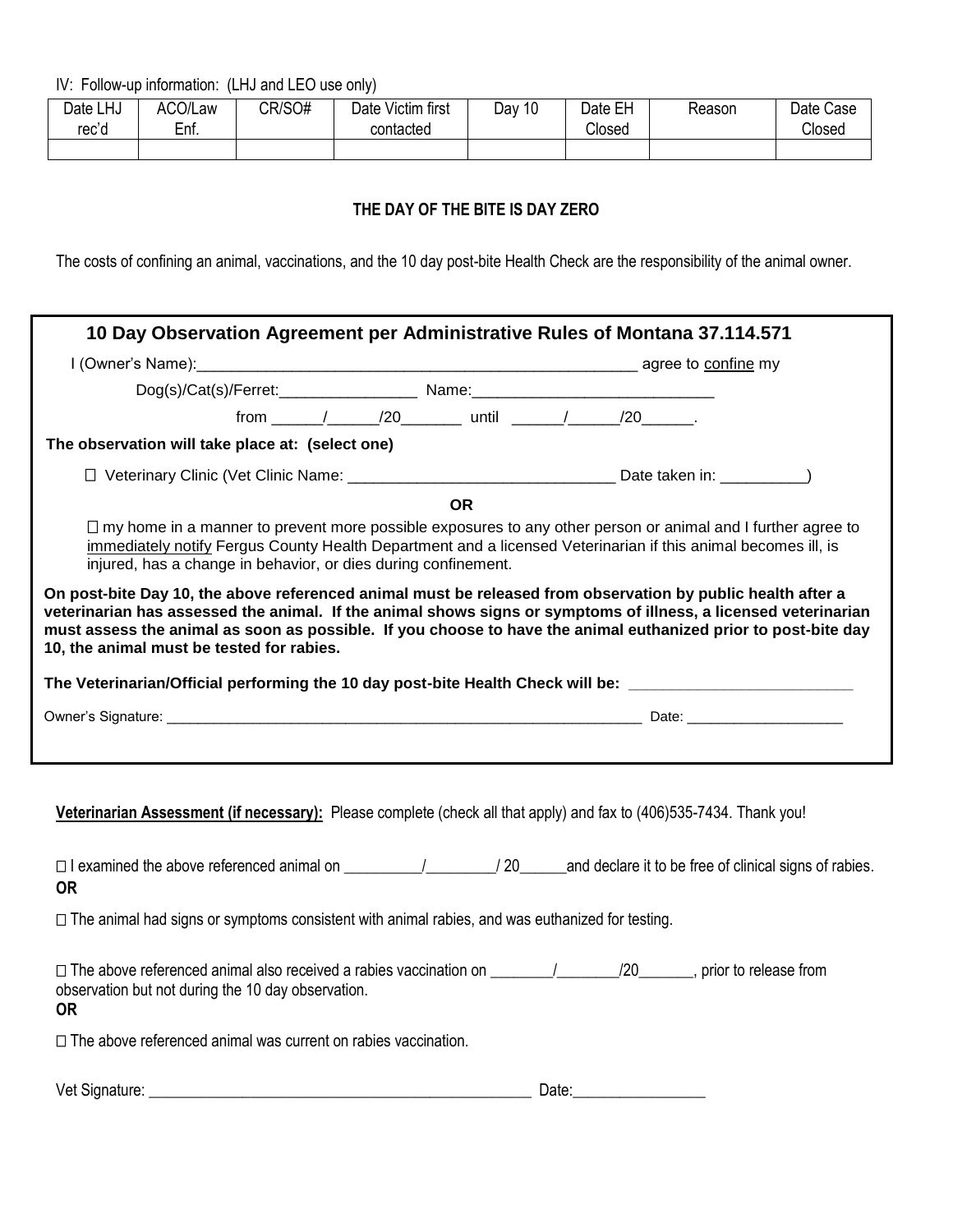IV: Follow-up information: (LHJ and LEO use only)

| Date LHJ rec'd | ACO/Law Enf. | CR/SO# | Date Victim first contacted | Day 10 | Date EH Closed | Reason | Date Case Closed |
|---|---|---|---|---|---|---|---|
| | | | | | | | |

**THE DAY OF THE BITE IS DAY ZERO**

The costs of confining an animal, vaccinations, and the 10 day post-bite Health Check are the responsibility of the animal owner.

## 10 Day Observation Agreement per Administrative Rules of Montana 37.114.571

I (Owner's Name):_____________________________________________________ agree to confine my

Dog(s)/Cat(s)/Ferret:________________ Name:____________________________

from ______/______/20_______ until ______/______/20______.

**The observation will take place at: (select one)**

☐ Veterinary Clinic (Vet Clinic Name: ______________________________ Date taken in: __________)

**OR**

☐ my home in a manner to prevent more possible exposures to any other person or animal and I further agree to immediately notify Fergus County Health Department and a licensed Veterinarian if this animal becomes ill, is injured, has a change in behavior, or dies during confinement.

**On post-bite Day 10, the above referenced animal must be released from observation by public health after a veterinarian has assessed the animal. If the animal shows signs or symptoms of illness, a licensed veterinarian must assess the animal as soon as possible. If you choose to have the animal euthanized prior to post-bite day 10, the animal must be tested for rabies.**

**The Veterinarian/Official performing the 10 day post-bite Health Check will be:** __________________________

Owner's Signature: _____________________________________________________________ Date: ____________________

**Veterinarian Assessment (if necessary):** Please complete (check all that apply) and fax to (406)535-7434. Thank you!

☐ I examined the above referenced animal on __________/_________/ 20______and declare it to be free of clinical signs of rabies.
**OR**

☐ The animal had signs or symptoms consistent with animal rabies, and was euthanized for testing.

☐ The above referenced animal also received a rabies vaccination on ________/________/20_______, prior to release from observation but not during the 10 day observation.
**OR**

☐ The above referenced animal was current on rabies vaccination.

Vet Signature: __________________________________________________ Date:_________________